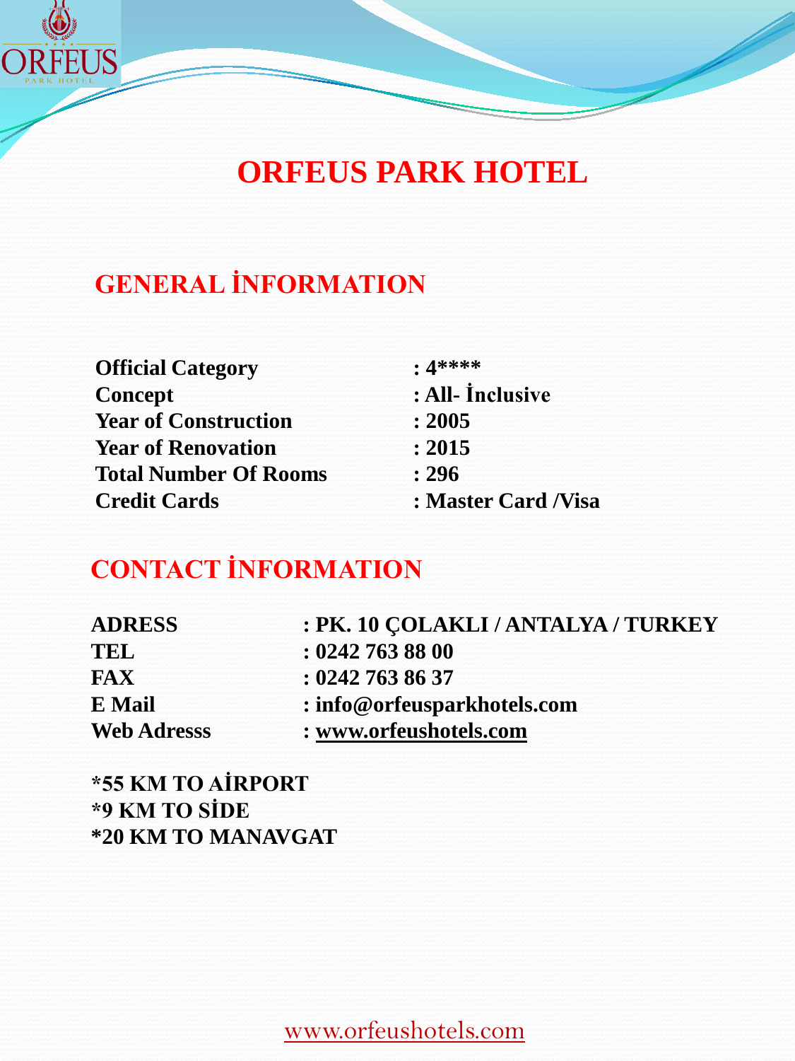# ORFEUS PARK HOTEL

## GENERAL İNFORMATION

| | |
|---|---|
| **Official Category** | **: 4\*\*\*\*** |
| **Concept** | **: All- İnclusive** |
| **Year of Construction** | **: 2005** |
| **Year of Renovation** | **: 2015** |
| **Total Number Of Rooms** | **: 296** |
| **Credit Cards** | **: Master Card /Visa** |

## CONTACT İNFORMATION

| | |
|---|---|
| **ADRESS** | **: PK. 10 ÇOLAKLI / ANTALYA / TURKEY** |
| **TEL** | **: 0242 763 88 00** |
| **FAX** | **: 0242 763 86 37** |
| **E Mail** | **: info@orfeusparkhotels.com** |
| **Web Adresss** | **: www.orfeushotels.com** |

**\*55 KM TO AİRPORT**
**\*9 KM TO SİDE**
**\*20 KM TO MANAVGAT**

www.orfeushotels.com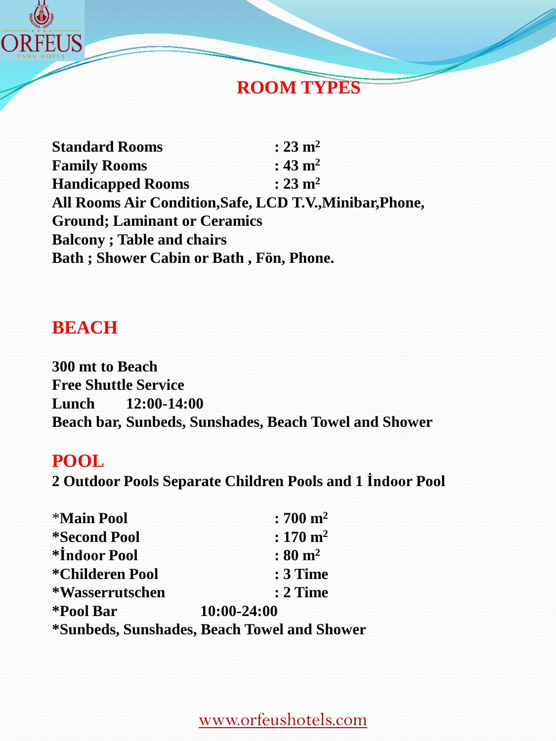## ROOM TYPES

**Standard Rooms : 23 m²**
**Family Rooms : 43 m²**
**Handicapped Rooms : 23 m²**
**All Rooms Air Condition,Safe, LCD T.V.,Minibar,Phone,**
**Ground; Laminant or Ceramics**
**Balcony ; Table and chairs**
**Bath ; Shower Cabin or Bath , Fön, Phone.**

## BEACH

**300 mt to Beach**
**Free Shuttle Service**
**Lunch 12:00-14:00**
**Beach bar, Sunbeds, Sunshades, Beach Towel and Shower**

## POOL

**2 Outdoor Pools Separate Children Pools and 1 İndoor Pool**

**\*Main Pool : 700 m²**
**\*Second Pool : 170 m²**
**\*İndoor Pool : 80 m²**
**\*Childeren Pool : 3 Time**
**\*Wasserrutschen : 2 Time**
**\*Pool Bar 10:00-24:00**
**\*Sunbeds, Sunshades, Beach Towel and Shower**

www.orfeushotels.com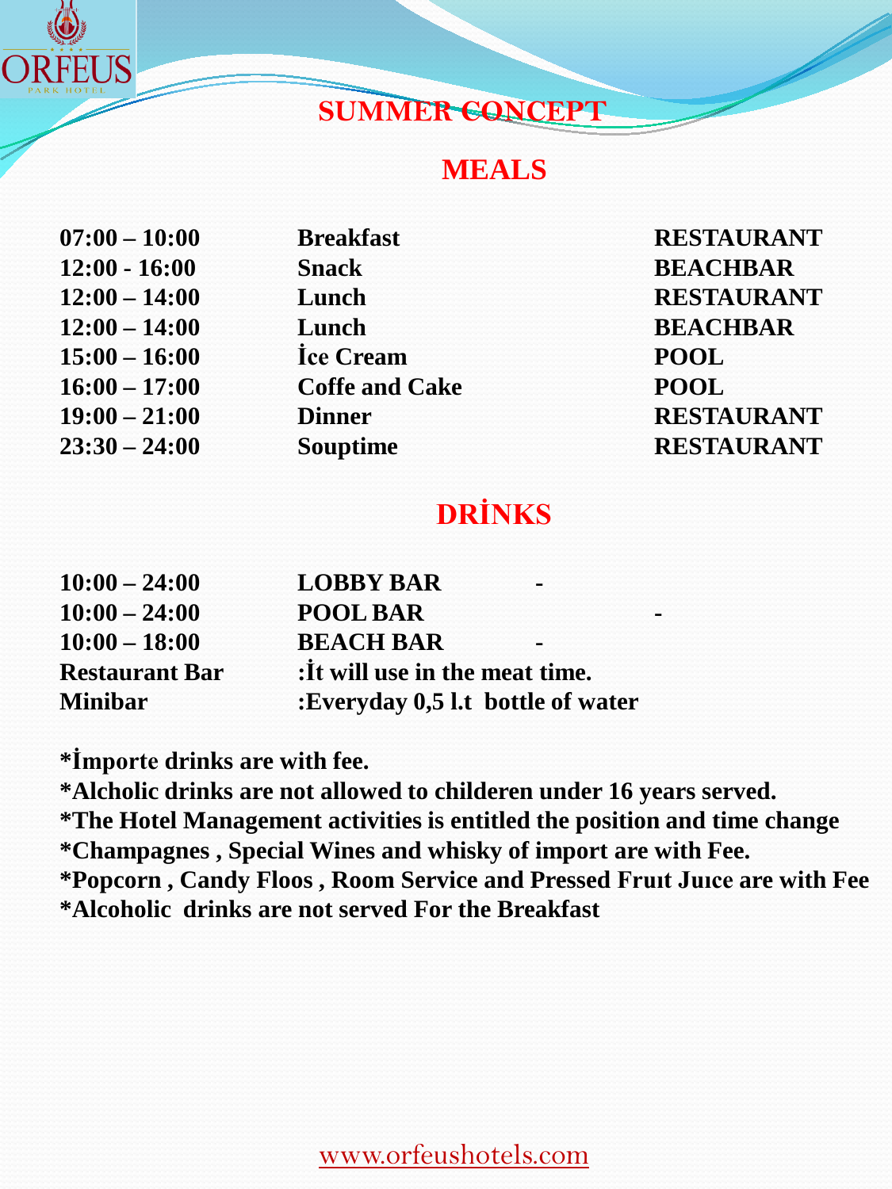# SUMMER CONCEPT

## MEALS

| | | |
|---|---|---|
| 07:00 – 10:00 | Breakfast | RESTAURANT |
| 12:00 - 16:00 | Snack | BEACHBAR |
| 12:00 – 14:00 | Lunch | RESTAURANT |
| 12:00 – 14:00 | Lunch | BEACHBAR |
| 15:00 – 16:00 | İce Cream | POOL |
| 16:00 – 17:00 | Coffe and Cake | POOL |
| 19:00 – 21:00 | Dinner | RESTAURANT |
| 23:30 – 24:00 | Souptime | RESTAURANT |

## DRİNKS

| | | |
|---|---|---|
| 10:00 – 24:00 | LOBBY BAR | - |
| 10:00 – 24:00 | POOL BAR | - |
| 10:00 – 18:00 | BEACH BAR | - |
| Restaurant Bar | :İt will use in the meat time. | |
| Minibar | :Everyday 0,5 l.t bottle of water | |

**\*İmporte drinks are with fee.**
**\*Alcholic drinks are not allowed to childeren under 16 years served.**
**\*The Hotel Management activities is entitled the position and time change**
**\*Champagnes , Special Wines and whisky of import are with Fee.**
**\*Popcorn , Candy Floos , Room Service and Pressed Fruıt Juıce are with Fee**
**\*Alcoholic drinks are not served For the Breakfast**

www.orfeushotels.com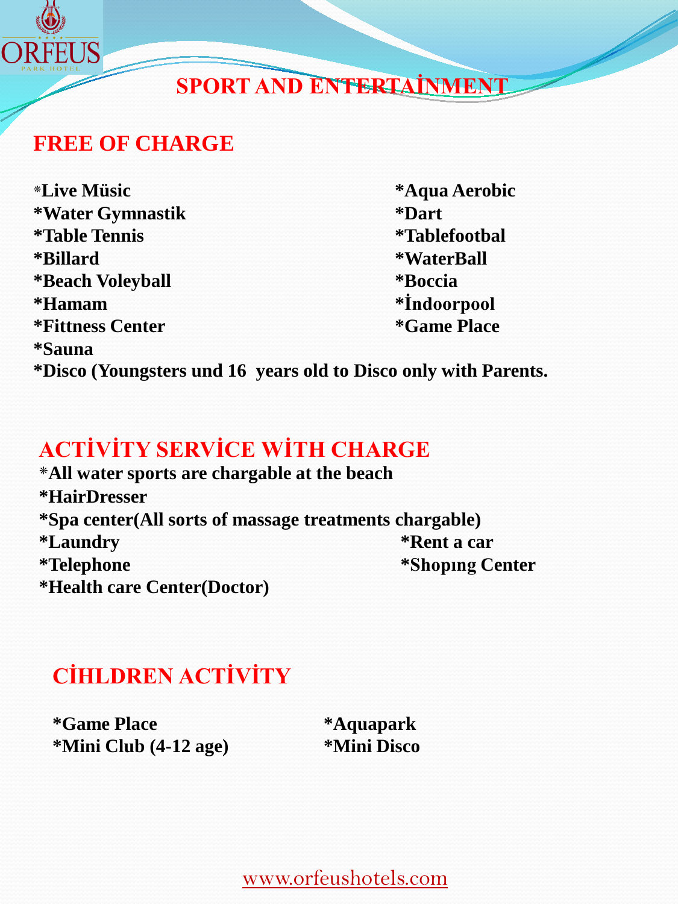ORFEUS
PARK HOTEL

# SPORT AND ENTERTAİNMENT

## FREE OF CHARGE

*Live Müsic
*Water Gymnastik
*Table Tennis
*Billard
*Beach Voleyball
*Hamam
*Fittness Center
*Sauna
*Aqua Aerobic
*Dart
*Tablefootbal
*WaterBall
*Boccia
*İndoorpool
*Game Place
*Disco (Youngsters und 16 years old to Disco only with Parents.

## ACTİVİTY SERVİCE WİTH CHARGE

*All water sports are chargable at the beach
*HairDresser
*Spa center(All sorts of massage treatments chargable)
*Laundry
*Telephone
*Health care Center(Doctor)
*Rent a car
*Shopıng Center

## CİHLDREN ACTİVİTY

*Game Place
*Mini Club (4-12 age)
*Aquapark
*Mini Disco

www.orfeushotels.com